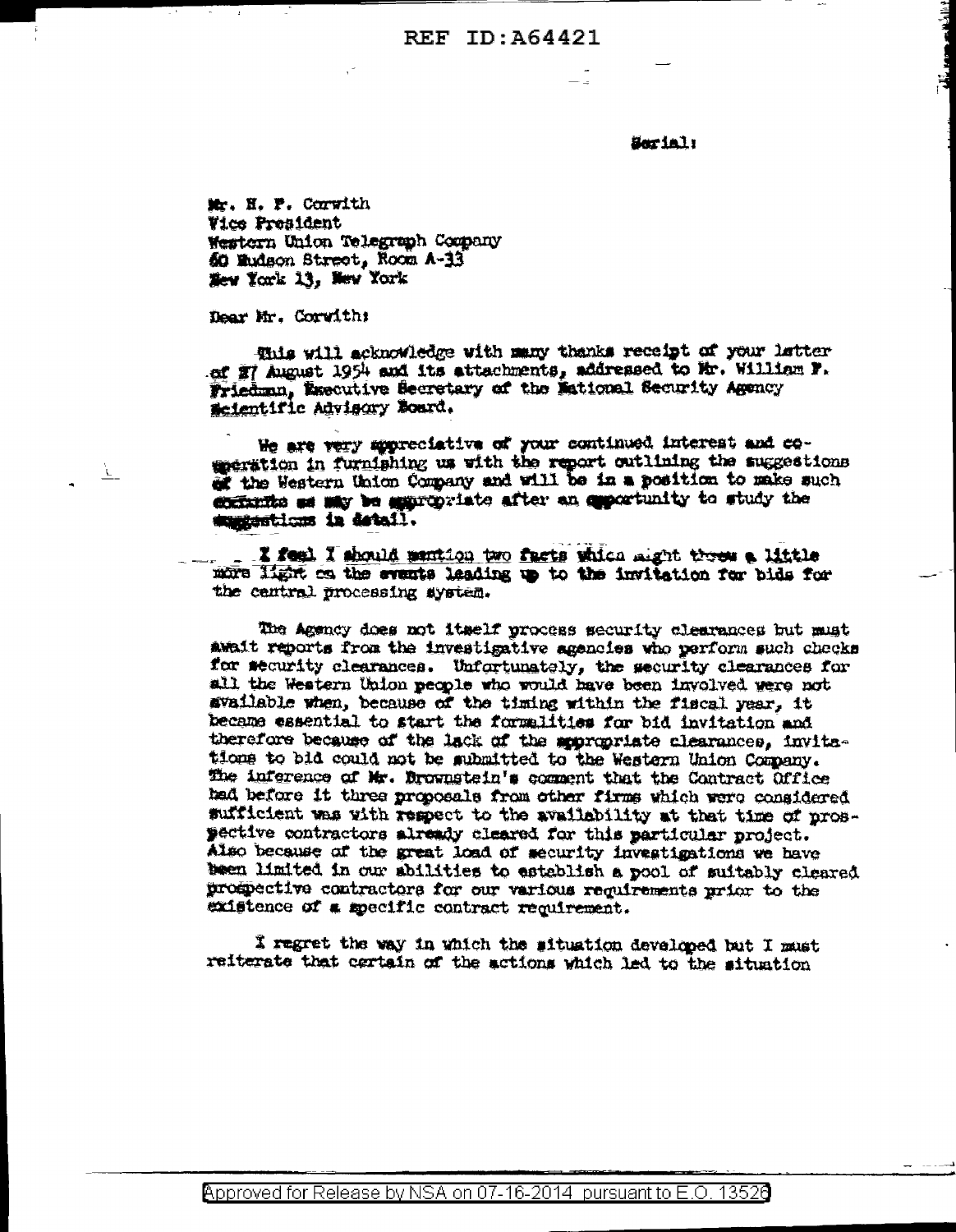Serial:

Mr. H. P. Corwith
Vice President
Western Union Telegraph Company
60 Hudson Street, Room A-33
New York 13, New York

Dear Mr. Corwith:

This will acknowledge with many thanks receipt of your letter of 27 August 1954 and its attachments, addressed to Mr. William F. Friedman, Executive Secretary of the National Security Agency Scientific Advisory Board.

We are very appreciative of your continued interest and cooperation in furnishing us with the report outlining the suggestions of the Western Union Company and will be in a position to make such comments as may be appropriate after an opportunity to study the suggestions in detail.

I feel I should mention two facts which might throw a little more light on the events leading up to the invitation for bids for the central processing system.

The Agency does not itself process security clearances but must await reports from the investigative agencies who perform such checks for security clearances. Unfortunately, the security clearances for all the Western Union people who would have been involved were not available when, because of the timing within the fiscal year, it became essential to start the formalities for bid invitation and therefore because of the lack of the appropriate clearances, invitations to bid could not be submitted to the Western Union Company. The inference of Mr. Brownstein's comment that the Contract Office had before it three proposals from other firms which were considered sufficient was with respect to the availability at that time of prospective contractors already cleared for this particular project. Also because of the great load of security investigations we have been limited in our abilities to establish a pool of suitably cleared prospective contractors for our various requirements prior to the existence of a specific contract requirement.

I regret the way in which the situation developed but I must reiterate that certain of the actions which led to the situation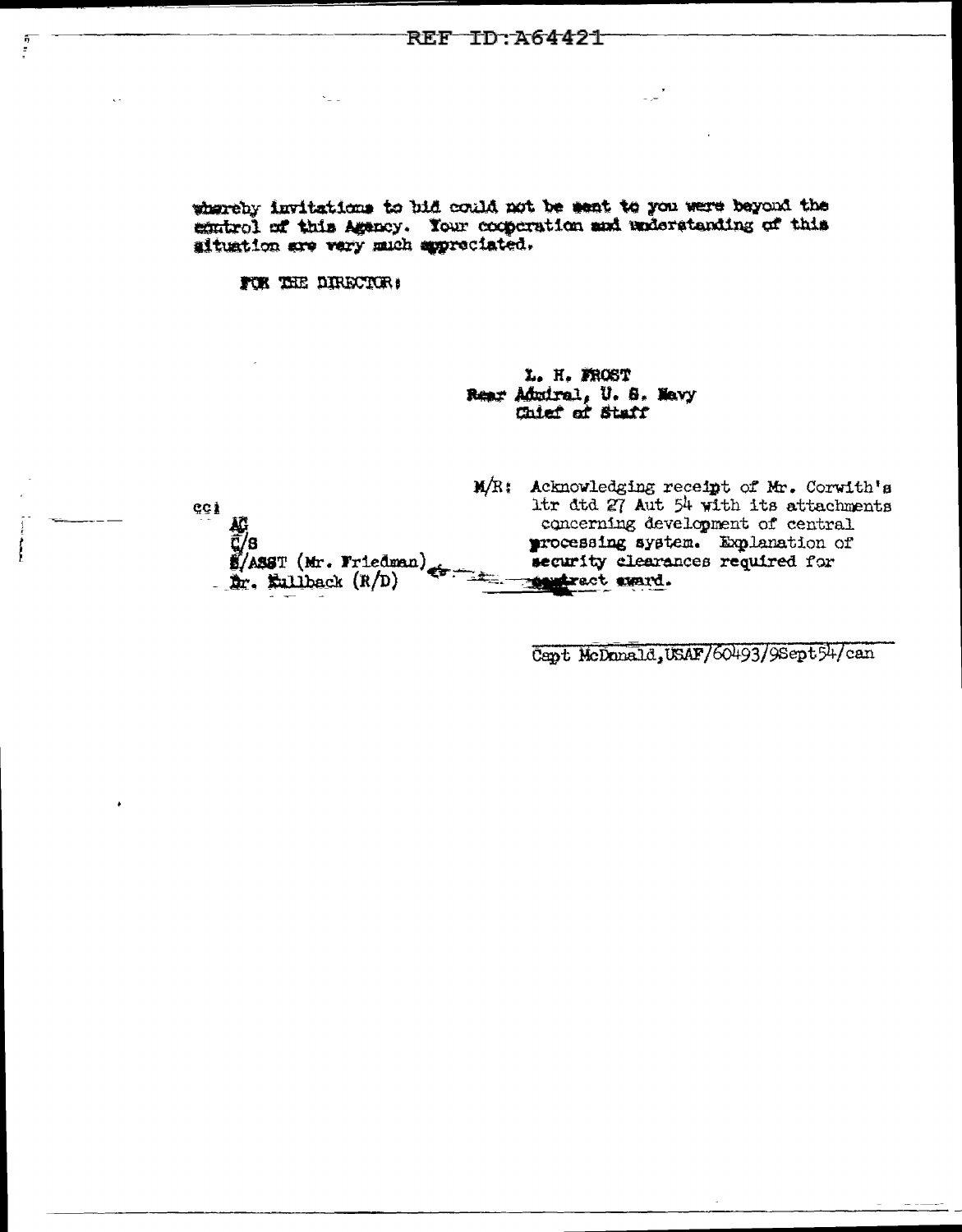whereby invitations to bid could not be sent to you were beyond the control of this Agency. Your cooperation and understanding of this situation are very much appreciated.

FOR THE DIRECTOR:

L. H. FROST
Rear Admiral, U. S. Navy
Chief of Staff

cc:
AG
C/S
S/ASST (Mr. Friedman)
Dr. Kullback (R/D)

M/R: Acknowledging receipt of Mr. Corwith's ltr dtd 27 Aut 54 with its attachments concerning development of central processing system. Explanation of security clearances required for contract award.

Capt McDonald,USAF/60493/9Sept54/can